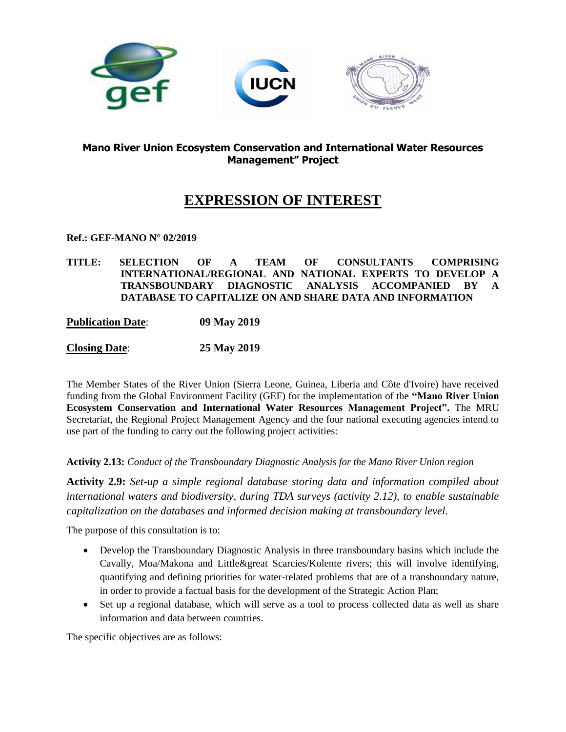**Mano River Union Ecosystem Conservation and International Water Resources Management" Project**

# EXPRESSION OF INTEREST

**Ref.: GEF-MANO N° 02/2019**

**TITLE: SELECTION OF A TEAM OF CONSULTANTS COMPRISING INTERNATIONAL/REGIONAL AND NATIONAL EXPERTS TO DEVELOP A TRANSBOUNDARY DIAGNOSTIC ANALYSIS ACCOMPANIED BY A DATABASE TO CAPITALIZE ON AND SHARE DATA AND INFORMATION**

**Publication Date**: **09 May 2019**

**Closing Date**: **25 May 2019**

The Member States of the River Union (Sierra Leone, Guinea, Liberia and Côte d'Ivoire) have received funding from the Global Environment Facility (GEF) for the implementation of the **"Mano River Union Ecosystem Conservation and International Water Resources Management Project".** The MRU Secretariat, the Regional Project Management Agency and the four national executing agencies intend to use part of the funding to carry out the following project activities:

**Activity 2.13:** *Conduct of the Transboundary Diagnostic Analysis for the Mano River Union region*

**Activity 2.9:** *Set-up a simple regional database storing data and information compiled about international waters and biodiversity, during TDA surveys (activity 2.12), to enable sustainable capitalization on the databases and informed decision making at transboundary level.*

The purpose of this consultation is to:

- Develop the Transboundary Diagnostic Analysis in three transboundary basins which include the Cavally, Moa/Makona and Little&great Scarcies/Kolente rivers; this will involve identifying, quantifying and defining priorities for water-related problems that are of a transboundary nature, in order to provide a factual basis for the development of the Strategic Action Plan;
- Set up a regional database, which will serve as a tool to process collected data as well as share information and data between countries.

The specific objectives are as follows: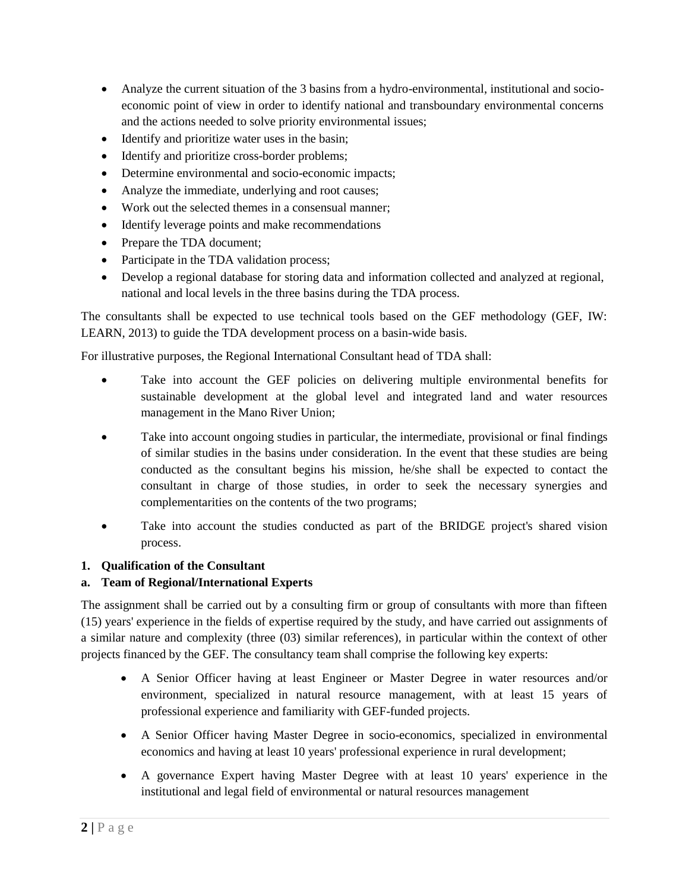- Analyze the current situation of the 3 basins from a hydro-environmental, institutional and socio-economic point of view in order to identify national and transboundary environmental concerns and the actions needed to solve priority environmental issues;
- Identify and prioritize water uses in the basin;
- Identify and prioritize cross-border problems;
- Determine environmental and socio-economic impacts;
- Analyze the immediate, underlying and root causes;
- Work out the selected themes in a consensual manner;
- Identify leverage points and make recommendations
- Prepare the TDA document;
- Participate in the TDA validation process;
- Develop a regional database for storing data and information collected and analyzed at regional, national and local levels in the three basins during the TDA process.

The consultants shall be expected to use technical tools based on the GEF methodology (GEF, IW: LEARN, 2013) to guide the TDA development process on a basin-wide basis.

For illustrative purposes, the Regional International Consultant head of TDA shall:

- Take into account the GEF policies on delivering multiple environmental benefits for sustainable development at the global level and integrated land and water resources management in the Mano River Union;
- Take into account ongoing studies in particular, the intermediate, provisional or final findings of similar studies in the basins under consideration. In the event that these studies are being conducted as the consultant begins his mission, he/she shall be expected to contact the consultant in charge of those studies, in order to seek the necessary synergies and complementarities on the contents of the two programs;
- Take into account the studies conducted as part of the BRIDGE project's shared vision process.

**1. Qualification of the Consultant**

**a. Team of Regional/International Experts**

The assignment shall be carried out by a consulting firm or group of consultants with more than fifteen (15) years' experience in the fields of expertise required by the study, and have carried out assignments of a similar nature and complexity (three (03) similar references), in particular within the context of other projects financed by the GEF. The consultancy team shall comprise the following key experts:

- A Senior Officer having at least Engineer or Master Degree in water resources and/or environment, specialized in natural resource management, with at least 15 years of professional experience and familiarity with GEF-funded projects.
- A Senior Officer having Master Degree in socio-economics, specialized in environmental economics and having at least 10 years' professional experience in rural development;
- A governance Expert having Master Degree with at least 10 years' experience in the institutional and legal field of environmental or natural resources management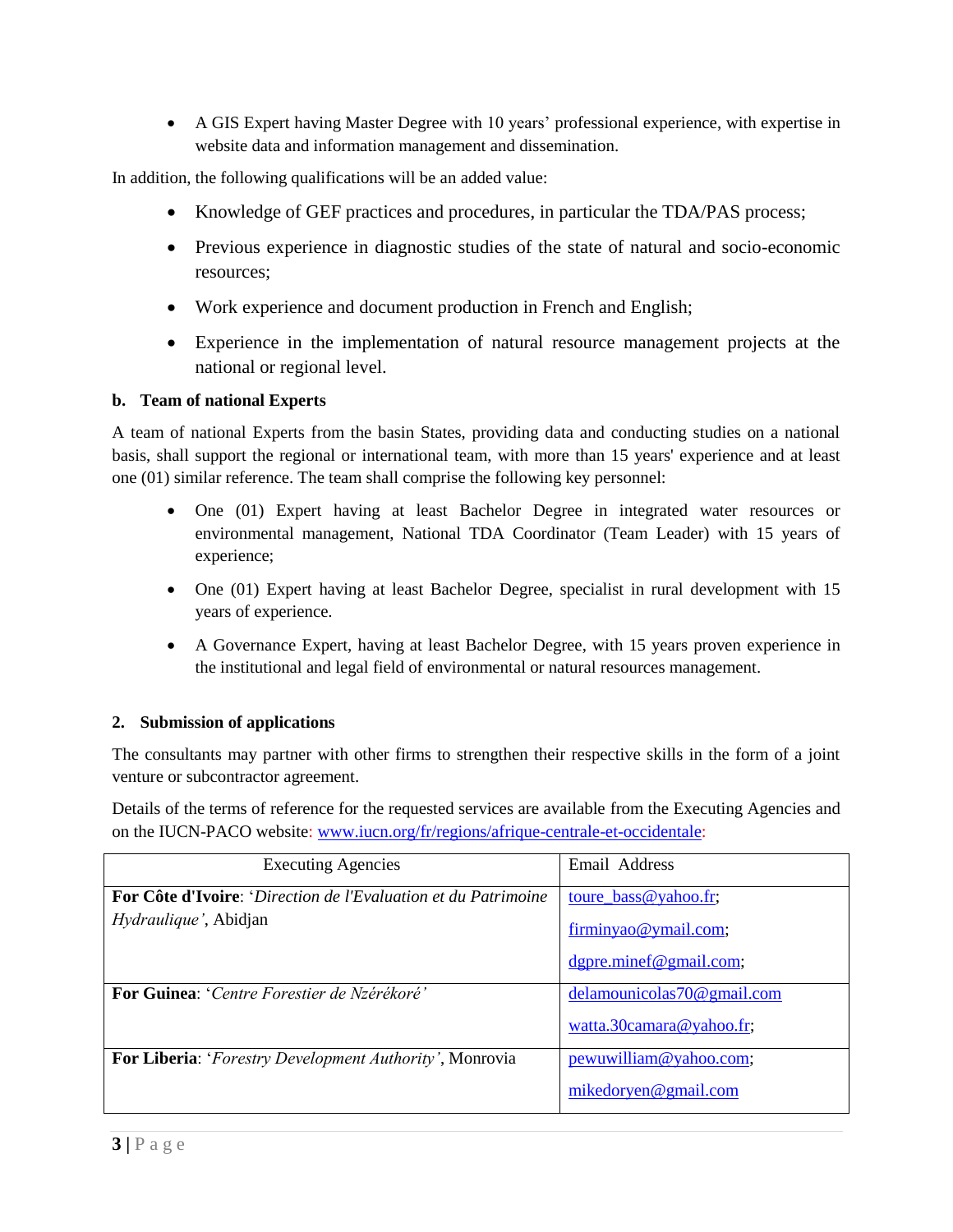- A GIS Expert having Master Degree with 10 years' professional experience, with expertise in website data and information management and dissemination.

In addition, the following qualifications will be an added value:

- Knowledge of GEF practices and procedures, in particular the TDA/PAS process;
- Previous experience in diagnostic studies of the state of natural and socio-economic resources;
- Work experience and document production in French and English;
- Experience in the implementation of natural resource management projects at the national or regional level.

**b. Team of national Experts**

A team of national Experts from the basin States, providing data and conducting studies on a national basis, shall support the regional or international team, with more than 15 years' experience and at least one (01) similar reference. The team shall comprise the following key personnel:

- One (01) Expert having at least Bachelor Degree in integrated water resources or environmental management, National TDA Coordinator (Team Leader) with 15 years of experience;
- One (01) Expert having at least Bachelor Degree, specialist in rural development with 15 years of experience.
- A Governance Expert, having at least Bachelor Degree, with 15 years proven experience in the institutional and legal field of environmental or natural resources management.

## 2. Submission of applications

The consultants may partner with other firms to strengthen their respective skills in the form of a joint venture or subcontractor agreement.

Details of the terms of reference for the requested services are available from the Executing Agencies and on the IUCN-PACO website: www.iucn.org/fr/regions/afrique-centrale-et-occidentale:

| Executing Agencies | Email Address |
|---|---|
| **For Côte d'Ivoire**: '*Direction de l'Evaluation et du Patrimoine Hydraulique'*, Abidjan | toure_bass@yahoo.fr; firminyao@ymail.com; dgpre.minef@gmail.com; |
| **For Guinea**: '*Centre Forestier de Nzérékoré'* | delamounicolas70@gmail.com watta.30camara@yahoo.fr; |
| **For Liberia**: '*Forestry Development Authority'*, Monrovia | pewuwilliam@yahoo.com; mikedoryen@gmail.com |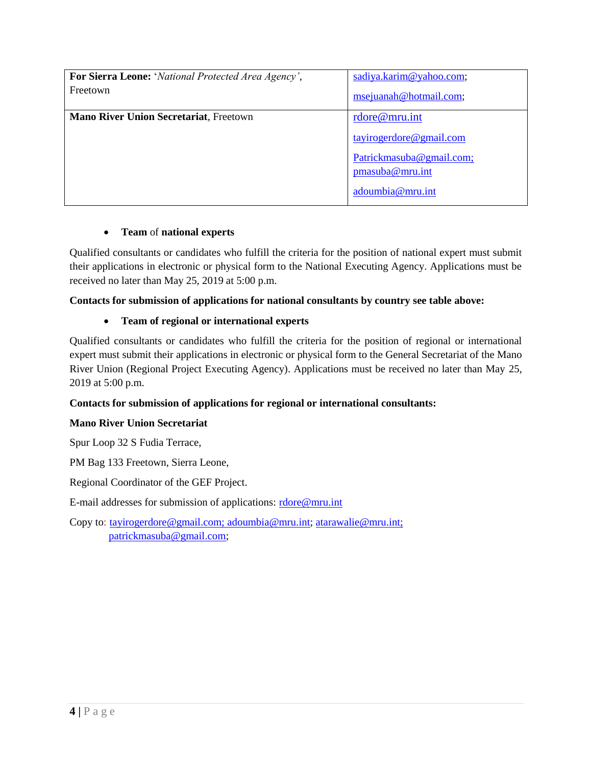| | |
|---|---|
| **For Sierra Leone:** '*National Protected Area Agency'*, Freetown | sadiya.karim@yahoo.com; msejuanah@hotmail.com; |
| **Mano River Union Secretariat**, Freetown | rdore@mru.int tayirogerdore@gmail.com Patrickmasuba@gmail.com; pmasuba@mru.int adoumbia@mru.int |

- **Team** of **national experts**

Qualified consultants or candidates who fulfill the criteria for the position of national expert must submit their applications in electronic or physical form to the National Executing Agency. Applications must be received no later than May 25, 2019 at 5:00 p.m.

**Contacts for submission of applications for national consultants by country see table above:**

- **Team of regional or international experts**

Qualified consultants or candidates who fulfill the criteria for the position of regional or international expert must submit their applications in electronic or physical form to the General Secretariat of the Mano River Union (Regional Project Executing Agency). Applications must be received no later than May 25, 2019 at 5:00 p.m.

**Contacts for submission of applications for regional or international consultants:**

**Mano River Union Secretariat**

Spur Loop 32 S Fudia Terrace,

PM Bag 133 Freetown, Sierra Leone,

Regional Coordinator of the GEF Project.

E-mail addresses for submission of applications: rdore@mru.int

Copy to: tayirogerdore@gmail.com; adoumbia@mru.int; atarawalie@mru.int; patrickmasuba@gmail.com;